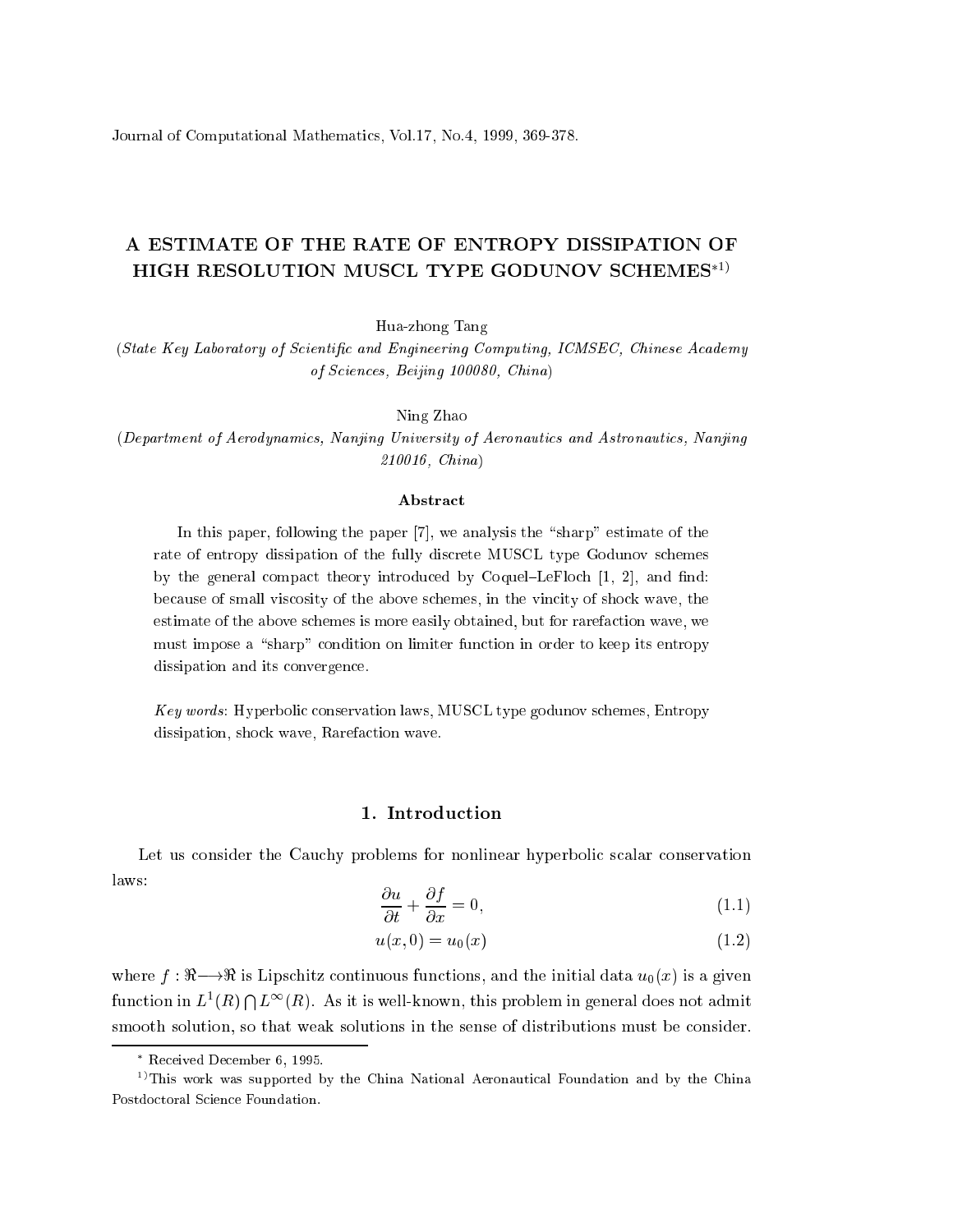# A ESTIMATE OF THE RATE OF ENTROPY DISSIPATION OF HIGH RESOLUTION MUSCL TYPE GODUNOV SCHEMES*[1)]

Hua-zhong Tang

*(State Key Laboratory of Scientific and Engineering Computing, ICMSEC, Chinese Academy of Sciences, Beijing 100080, China)*

Ning Zhao

*(Department of Aerodynamics, Nanjing University of Aeronautics and Astronautics, Nanjing 210016, China)*

### Abstract

In this paper, following the paper [7], we analysis the "sharp" estimate of the rate of entropy dissipation of the fully discrete MUSCL type Godunov schemes by the general compact theory introduced by Coquel–LeFloch [1, 2], and find: because of small viscosity of the above schemes, in the vincity of shock wave, the estimate of the above schemes is more easily obtained, but for rarefaction wave, we must impose a "sharp" condition on limiter function in order to keep its entropy dissipation and its convergence.

*Key words*: Hyperbolic conservation laws, MUSCL type godunov schemes, Entropy dissipation, shock wave, Rarefaction wave.

## 1. Introduction

Let us consider the Cauchy problems for nonlinear hyperbolic scalar conservation laws:

$$\frac{\partial u}{\partial t} + \frac{\partial f}{\partial x} = 0, \tag{1.1}$$

$$u(x, 0) = u_0(x) \tag{1.2}$$

where $f : \Re \longrightarrow \Re$ is Lipschitz continuous functions, and the initial data $u_0(x)$ is a given function in $L^1(R) \bigcap L^\infty(R)$. As it is well-known, this problem in general does not admit smooth solution, so that weak solutions in the sense of distributions must be consider.

---

\* Received December 6, 1995.

[1)] This work was supported by the China National Aeronautical Foundation and by the China Postdoctoral Science Foundation.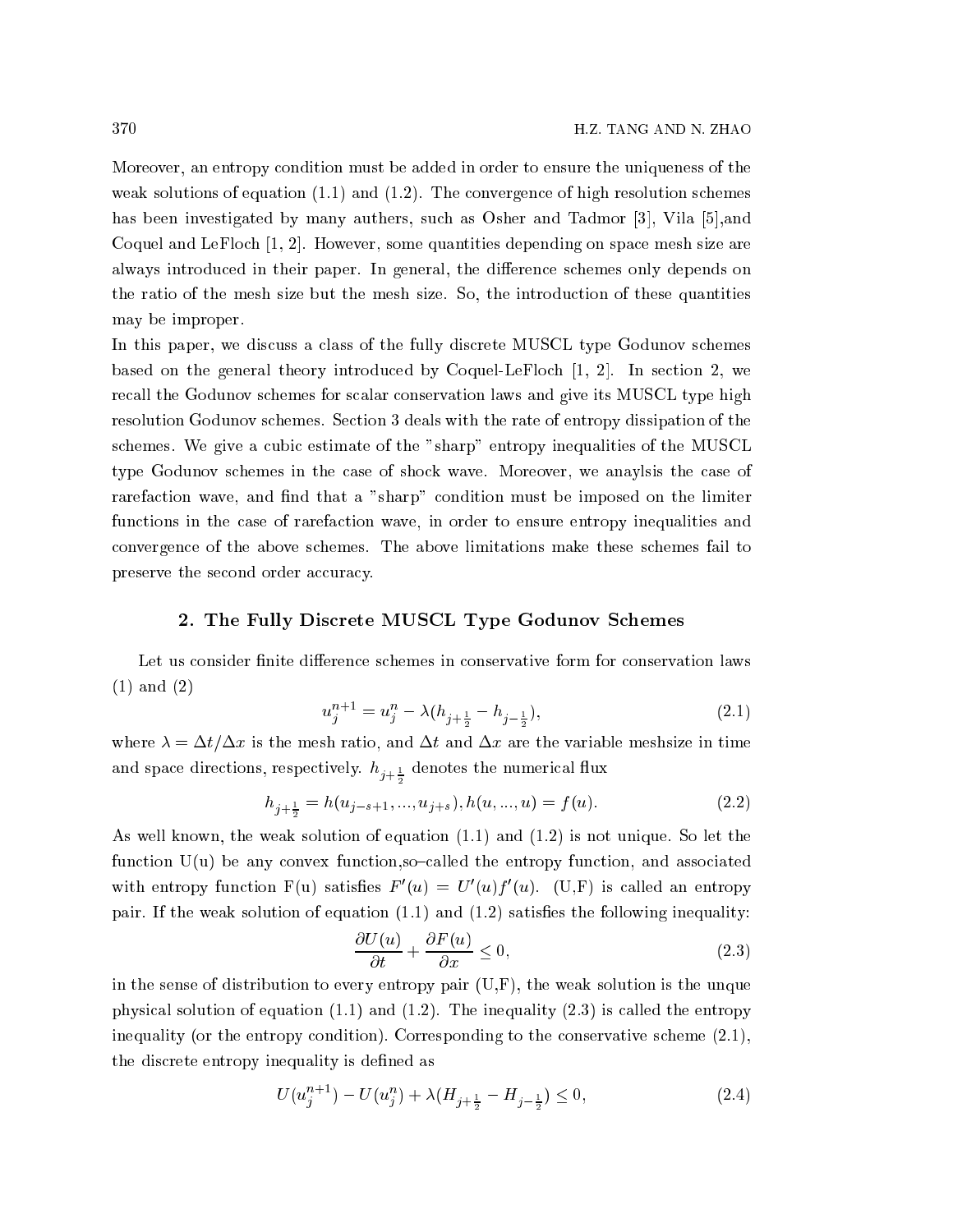Moreover, an entropy condition must be added in order to ensure the uniqueness of the weak solutions of equation (1.1) and (1.2). The convergence of high resolution schemes has been investigated by many authers, such as Osher and Tadmor [3], Vila [5],and Coquel and LeFloch [1, 2]. However, some quantities depending on space mesh size are always introduced in their paper. In general, the difference schemes only depends on the ratio of the mesh size but the mesh size. So, the introduction of these quantities may be improper.

In this paper, we discuss a class of the fully discrete MUSCL type Godunov schemes based on the general theory introduced by Coquel-LeFloch [1, 2]. In section 2, we recall the Godunov schemes for scalar conservation laws and give its MUSCL type high resolution Godunov schemes. Section 3 deals with the rate of entropy dissipation of the schemes. We give a cubic estimate of the "sharp" entropy inequalities of the MUSCL type Godunov schemes in the case of shock wave. Moreover, we anaylsis the case of rarefaction wave, and find that a "sharp" condition must be imposed on the limiter functions in the case of rarefaction wave, in order to ensure entropy inequalities and convergence of the above schemes. The above limitations make these schemes fail to preserve the second order accuracy.

## 2. The Fully Discrete MUSCL Type Godunov Schemes

Let us consider finite difference schemes in conservative form for conservation laws (1) and (2)

$$u_j^{n+1} = u_j^n - \lambda(h_{j+\frac{1}{2}} - h_{j-\frac{1}{2}}), \tag{2.1}$$

where $\lambda = \Delta t/\Delta x$ is the mesh ratio, and $\Delta t$ and $\Delta x$ are the variable meshsize in time and space directions, respectively. $h_{j+\frac{1}{2}}$ denotes the numerical flux

$$h_{j+\frac{1}{2}} = h(u_{j-s+1}, ..., u_{j+s}), h(u, ..., u) = f(u). \tag{2.2}$$

As well known, the weak solution of equation (1.1) and (1.2) is not unique. So let the function U(u) be any convex function,so–called the entropy function, and associated with entropy function F(u) satisfies $F'(u) = U'(u)f'(u)$. (U,F) is called an entropy pair. If the weak solution of equation (1.1) and (1.2) satisfies the following inequality:

$$\frac{\partial U(u)}{\partial t} + \frac{\partial F(u)}{\partial x} \leq 0, \tag{2.3}$$

in the sense of distribution to every entropy pair (U,F), the weak solution is the unque physical solution of equation (1.1) and (1.2). The inequality (2.3) is called the entropy inequality (or the entropy condition). Corresponding to the conservative scheme (2.1), the discrete entropy inequality is defined as

$$U(u_j^{n+1}) - U(u_j^n) + \lambda(H_{j+\frac{1}{2}} - H_{j-\frac{1}{2}}) \leq 0, \tag{2.4}$$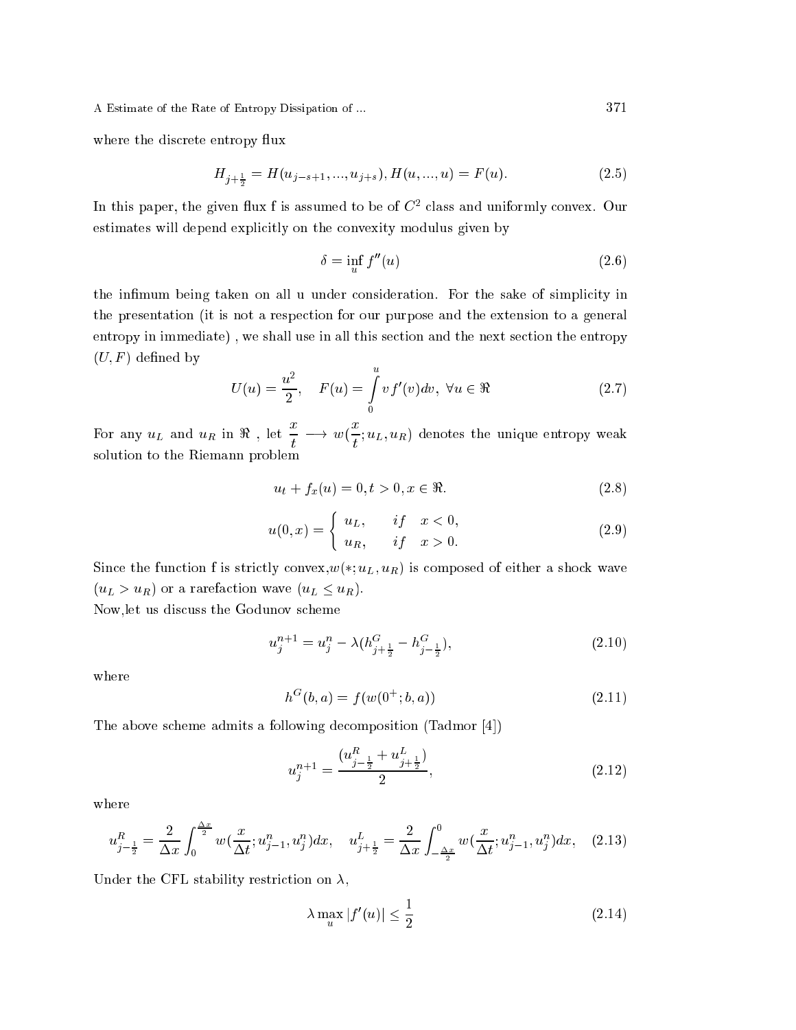where the discrete entropy flux

$$H_{j+\frac{1}{2}} = H(u_{j-s+1}, ..., u_{j+s}), H(u, ..., u) = F(u). \tag{2.5}$$

In this paper, the given flux f is assumed to be of $C^2$ class and uniformly convex. Our estimates will depend explicitly on the convexity modulus given by

$$\delta = \inf_u f''(u) \tag{2.6}$$

the infimum being taken on all u under consideration. For the sake of simplicity in the presentation (it is not a respection for our purpose and the extension to a general entropy in immediate) , we shall use in all this section and the next section the entropy $(U, F)$ defined by

$$U(u) = \frac{u^2}{2}, \quad F(u) = \int_0^u v f'(v) dv, \ \forall u \in \Re \tag{2.7}$$

For any $u_L$ and $u_R$ in $\Re$ , let $\frac{x}{t} \longrightarrow w(\frac{x}{t}; u_L, u_R)$ denotes the unique entropy weak solution to the Riemann problem

$$u_t + f_x(u) = 0, t > 0, x \in \Re. \tag{2.8}$$

$$u(0, x) = \begin{cases} u_L, & if \quad x < 0, \\ u_R, & if \quad x > 0. \end{cases} \tag{2.9}$$

Since the function f is strictly convex,$w(*; u_L, u_R)$ is composed of either a shock wave $(u_L > u_R)$ or a rarefaction wave $(u_L \leq u_R)$.

Now,let us discuss the Godunov scheme

$$u_j^{n+1} = u_j^n - \lambda(h^G_{j+\frac{1}{2}} - h^G_{j-\frac{1}{2}}), \tag{2.10}$$

where

$$h^G(b, a) = f(w(0^+; b, a)) \tag{2.11}$$

The above scheme admits a following decomposition (Tadmor [4])

$$u_j^{n+1} = \frac{(u^R_{j-\frac{1}{2}} + u^L_{j+\frac{1}{2}})}{2}, \tag{2.12}$$

where

$$u^R_{j-\frac{1}{2}} = \frac{2}{\Delta x} \int_0^{\frac{\Delta x}{2}} w(\frac{x}{\Delta t}; u^n_{j-1}, u^n_j) dx, \quad u^L_{j+\frac{1}{2}} = \frac{2}{\Delta x} \int_{-\frac{\Delta x}{2}}^0 w(\frac{x}{\Delta t}; u^n_{j-1}, u^n_j) dx, \tag{2.13}$$

Under the CFL stability restriction on $\lambda$,

$$\lambda \max_u |f'(u)| \leq \frac{1}{2} \tag{2.14}$$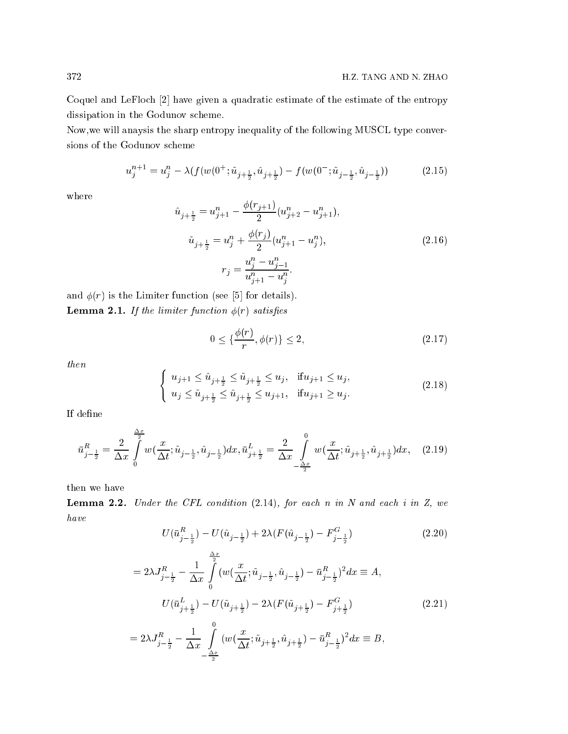Coquel and LeFloch [2] have given a quadratic estimate of the estimate of the entropy dissipation in the Godunov scheme.

Now,we will anaysis the sharp entropy inequality of the following MUSCL type conversions of the Godunov scheme

$$u_j^{n+1} = u_j^n - \lambda(f(w(0^+;\tilde{u}_{j+\frac{1}{2}},\hat{u}_{j+\frac{1}{2}}) - f(w(0^-;\tilde{u}_{j-\frac{1}{2}},\hat{u}_{j-\frac{1}{2}})) \tag{2.15}$$

where

$$\begin{aligned}
\hat{u}_{j+\frac{1}{2}} &= u_{j+1}^n - \frac{\phi(r_{j+1})}{2}(u_{j+2}^n - u_{j+1}^n), \\
\tilde{u}_{j+\frac{1}{2}} &= u_j^n + \frac{\phi(r_j)}{2}(u_{j+1}^n - u_j^n), \\
r_j &= \frac{u_j^n - u_{j-1}^n}{u_{j+1}^n - u_j^n}.
\end{aligned} \tag{2.16}$$

and $\phi(r)$ is the Limiter function (see [5] for details).

**Lemma 2.1.** *If the limiter function $\phi(r)$ satisfies*

$$0 \leq \{\frac{\phi(r)}{r}, \phi(r)\} \leq 2, \tag{2.17}$$

*then*

$$\begin{cases} u_{j+1} \leq \hat{u}_{j+\frac{1}{2}} \leq \tilde{u}_{j+\frac{1}{2}} \leq u_j, & \text{if} u_{j+1} \leq u_j, \\ u_j \leq \tilde{u}_{j+\frac{1}{2}} \leq \hat{u}_{j+\frac{1}{2}} \leq u_{j+1}, & \text{if} u_{j+1} \geq u_j. \end{cases} \tag{2.18}$$

If define

$$\bar{u}_{j-\frac{1}{2}}^R = \frac{2}{\Delta x}\int_0^{\frac{\Delta x}{2}} w(\frac{x}{\Delta t};\tilde{u}_{j-\frac{1}{2}},\hat{u}_{j-\frac{1}{2}})dx, \bar{u}_{j+\frac{1}{2}}^L = \frac{2}{\Delta x}\int_{-\frac{\Delta x}{2}}^0 w(\frac{x}{\Delta t};\tilde{u}_{j+\frac{1}{2}},\hat{u}_{j+\frac{1}{2}})dx, \tag{2.19}$$

then we have

**Lemma 2.2.** *Under the CFL condition (2.14), for each n in N and each i in Z, we have*

$$U(\bar{u}_{j-\frac{1}{2}}^R) - U(\hat{u}_{j-\frac{1}{2}}) + 2\lambda(F(\hat{u}_{j-\frac{1}{2}}) - F_{j-\frac{1}{2}}^G) \tag{2.20}$$

$$= 2\lambda J_{j-\frac{1}{2}}^R - \frac{1}{\Delta x}\int_0^{\frac{\Delta x}{2}} (w(\frac{x}{\Delta t};\tilde{u}_{j-\frac{1}{2}},\hat{u}_{j-\frac{1}{2}}) - \bar{u}_{j-\frac{1}{2}}^R)^2 dx \equiv A,$$

$$U(\bar{u}_{j+\frac{1}{2}}^L) - U(\tilde{u}_{j+\frac{1}{2}}) - 2\lambda(F(\tilde{u}_{j+\frac{1}{2}}) - F_{j+\frac{1}{2}}^G) \tag{2.21}$$

$$= 2\lambda J_{j-\frac{1}{2}}^R - \frac{1}{\Delta x}\int_{-\frac{\Delta x}{2}}^0 (w(\frac{x}{\Delta t};\tilde{u}_{j+\frac{1}{2}},\hat{u}_{j+\frac{1}{2}}) - \bar{u}_{j-\frac{1}{2}}^R)^2 dx \equiv B,$$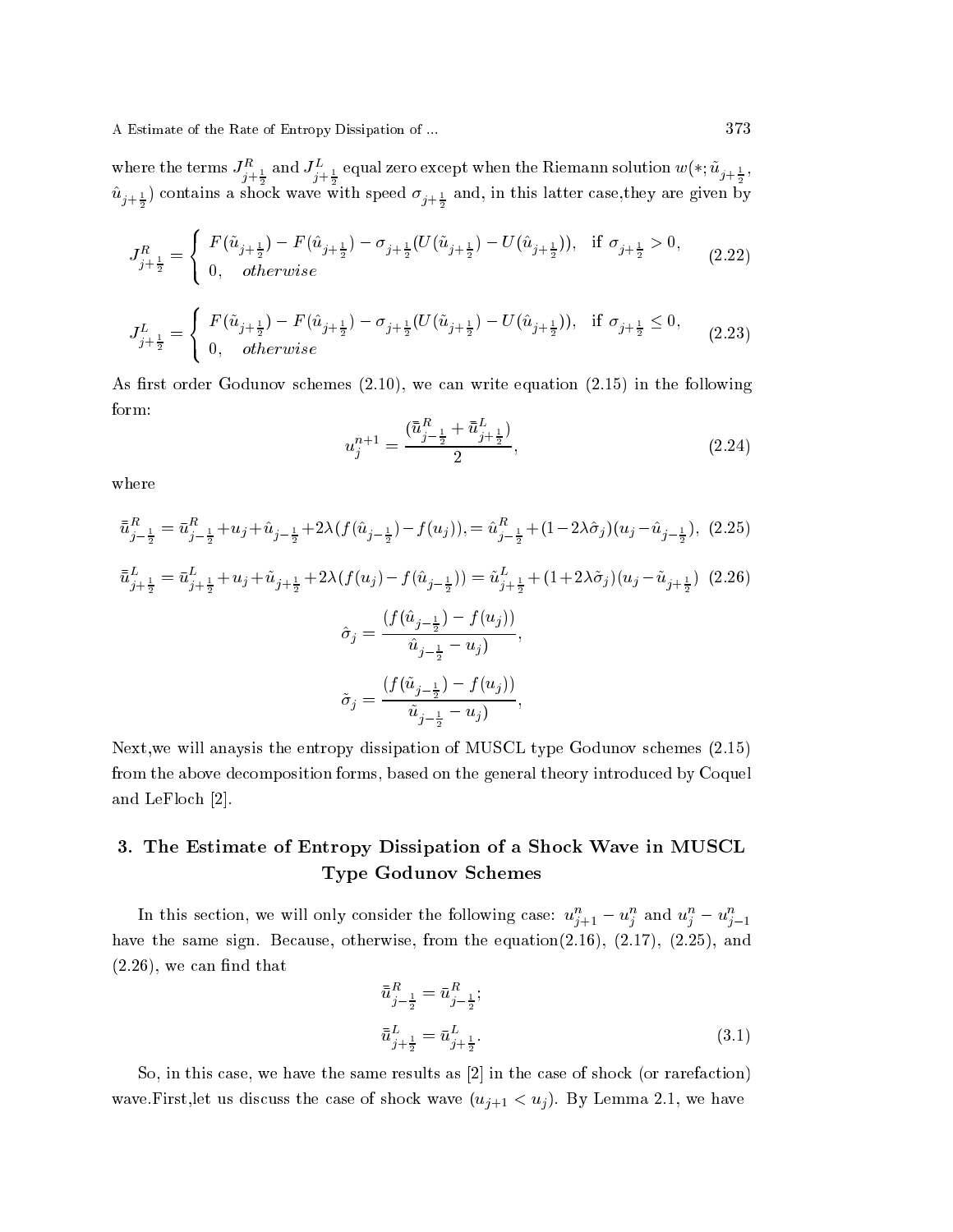where the terms $J^R_{j+\frac{1}{2}}$ and $J^L_{j+\frac{1}{2}}$ equal zero except when the Riemann solution $w(*; \tilde{u}_{j+\frac{1}{2}}, \hat{u}_{j+\frac{1}{2}})$ contains a shock wave with speed $\sigma_{j+\frac{1}{2}}$ and, in this latter case,they are given by

$$J^R_{j+\frac{1}{2}} = \begin{cases} F(\tilde{u}_{j+\frac{1}{2}}) - F(\hat{u}_{j+\frac{1}{2}}) - \sigma_{j+\frac{1}{2}}(U(\tilde{u}_{j+\frac{1}{2}}) - U(\hat{u}_{j+\frac{1}{2}})), & \text{if } \sigma_{j+\frac{1}{2}} > 0, \\ 0, \quad otherwise \end{cases} \tag{2.22}$$

$$J^L_{j+\frac{1}{2}} = \begin{cases} F(\tilde{u}_{j+\frac{1}{2}}) - F(\hat{u}_{j+\frac{1}{2}}) - \sigma_{j+\frac{1}{2}}(U(\tilde{u}_{j+\frac{1}{2}}) - U(\hat{u}_{j+\frac{1}{2}})), & \text{if } \sigma_{j+\frac{1}{2}} \leq 0, \\ 0, \quad otherwise \end{cases} \tag{2.23}$$

As first order Godunov schemes (2.10), we can write equation (2.15) in the following form:

$$u_j^{n+1} = \frac{(\bar{\bar{u}}^R_{j-\frac{1}{2}} + \bar{\bar{u}}^L_{j+\frac{1}{2}})}{2}, \tag{2.24}$$

where

$$\bar{\bar{u}}^R_{j-\frac{1}{2}} = \bar{u}^R_{j-\frac{1}{2}} + u_j + \hat{u}_{j-\frac{1}{2}} + 2\lambda(f(\hat{u}_{j-\frac{1}{2}}) - f(u_j)), = \hat{u}^R_{j-\frac{1}{2}} + (1 - 2\lambda\hat{\sigma}_j)(u_j - \hat{u}_{j-\frac{1}{2}}), \tag{2.25}$$

$$\bar{\bar{u}}^L_{j+\frac{1}{2}} = \bar{u}^L_{j+\frac{1}{2}} + u_j + \tilde{u}_{j+\frac{1}{2}} + 2\lambda(f(u_j) - f(\hat{u}_{j-\frac{1}{2}})) = \tilde{u}^L_{j+\frac{1}{2}} + (1 + 2\lambda\tilde{\sigma}_j)(u_j - \tilde{u}_{j+\frac{1}{2}}) \tag{2.26}$$

$$\hat{\sigma}_j = \frac{(f(\hat{u}_{j-\frac{1}{2}}) - f(u_j))}{\hat{u}_{j-\frac{1}{2}} - u_j)},$$

$$\tilde{\sigma}_j = \frac{(f(\tilde{u}_{j-\frac{1}{2}}) - f(u_j))}{\tilde{u}_{j-\frac{1}{2}} - u_j)},$$

Next,we will anaysis the entropy dissipation of MUSCL type Godunov schemes (2.15) from the above decomposition forms, based on the general theory introduced by Coquel and LeFloch [2].

## 3. The Estimate of Entropy Dissipation of a Shock Wave in MUSCL Type Godunov Schemes

In this section, we will only consider the following case: $u^n_{j+1} - u^n_j$ and $u^n_j - u^n_{j-1}$ have the same sign. Because, otherwise, from the equation(2.16), (2.17), (2.25), and (2.26), we can find that

$$\bar{\bar{u}}^R_{j-\frac{1}{2}} = \bar{u}^R_{j-\frac{1}{2}};$$
$$\bar{\bar{u}}^L_{j+\frac{1}{2}} = \bar{u}^L_{j+\frac{1}{2}}. \tag{3.1}$$

So, in this case, we have the same results as [2] in the case of shock (or rarefaction) wave.First,let us discuss the case of shock wave ($u_{j+1} < u_j$). By Lemma 2.1, we have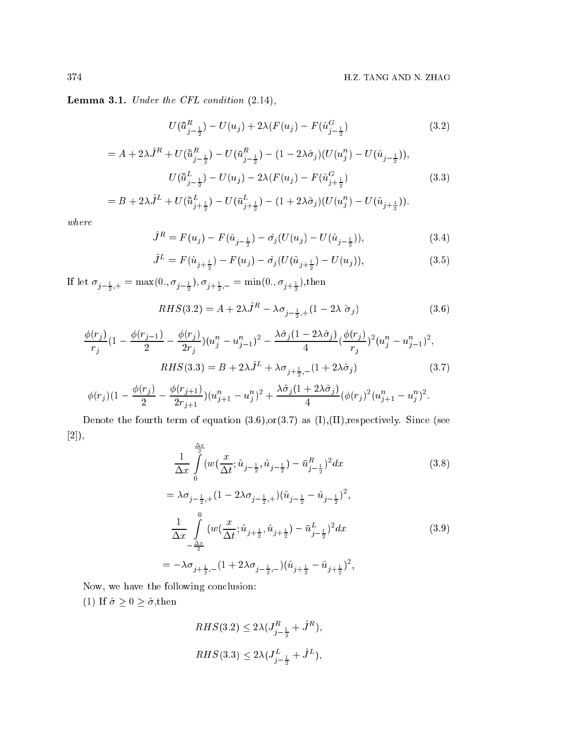**Lemma 3.1.** *Under the CFL condition (2.14),*

$$
U(\bar{u}^R_{j-\frac{1}{2}}) - U(u_j) + 2\lambda(F(u_j) - F(\hat{u}^G_{j-\frac{1}{2}}) \tag{3.2}
$$

$$
= A + 2\lambda \hat{J}^R + U(\bar{u}^R_{j-\frac{1}{2}}) - U(\bar{u}^R_{j-\frac{1}{2}}) - (1 - 2\lambda\hat{\sigma}_j)(U(u^n_j) - U(\hat{u}_{j-\frac{1}{2}})),
$$

$$
U(\bar{u}^L_{j-\frac{1}{2}}) - U(u_j) - 2\lambda(F(u_j) - F(\tilde{u}^G_{j+\frac{1}{2}}) \tag{3.3}
$$

$$
= B + 2\lambda \tilde{J}^L + U(\bar{u}^L_{j+\frac{1}{2}}) - U(\bar{u}^L_{j+\frac{1}{2}}) - (1 + 2\lambda\tilde{\sigma}_j)(U(u^n_j) - U(\tilde{u}_{j+\frac{1}{2}})).
$$

*where*

$$
\hat{J}^R = F(u_j) - F(\hat{u}_{j-\frac{1}{2}}) - \hat{\sigma}_j(U(u_j) - U(\hat{u}_{j-\frac{1}{2}})), \tag{3.4}
$$

$$
\tilde{J}^L = F(\tilde{u}_{j+\frac{1}{2}}) - F(u_j) - \tilde{\sigma}_j(U(\tilde{u}_{j+\frac{1}{2}}) - U(u_j)), \tag{3.5}
$$

If let $\sigma_{j-\frac{1}{2},+} = \max(0., \sigma_{j-\frac{1}{2}}), \sigma_{j+\frac{1}{2},-} = \min(0., \sigma_{j+\frac{1}{2}})$,then

$$
RHS(3.2) = A + 2\lambda\hat{J}^R - \lambda\sigma_{j-\frac{1}{2},+}(1 - 2\lambda\ \hat{\sigma}_j) \tag{3.6}
$$

$$
\frac{\phi(r_j)}{r_j}(1 - \frac{\phi(r_{j-1})}{2} - \frac{\phi(r_j)}{2r_j})(u^n_j - u^n_{j-1})^2 - \frac{\lambda\hat{\sigma}_j(1 - 2\lambda\hat{\sigma}_j)}{4}(\frac{\phi(r_j)}{r_j})^2(u^n_j - u^n_{j-1})^2,
$$

$$
RHS(3.3) = B + 2\lambda\tilde{J}^L + \lambda\sigma_{j+\frac{1}{2},-}(1 + 2\lambda\tilde{\sigma}_j) \tag{3.7}
$$

$$
\phi(r_j)(1 - \frac{\phi(r_j)}{2} - \frac{\phi(r_{j+1})}{2r_{j+1}})(u^n_{j+1} - u^n_j)^2 + \frac{\lambda\tilde{\sigma}_j(1 + 2\lambda\tilde{\sigma}_j)}{4}(\phi(r_j)^2(u^n_{j+1} - u^n_j)^2.
$$

Denote the fourth term of equation (3.6),or(3.7) as (I),(II),respectively. Since (see [2]),

$$
\frac{1}{\Delta x}\int_0^{\frac{\Delta x}{2}}(w(\frac{x}{\Delta t}; \tilde{u}_{j-\frac{1}{2}}, \hat{u}_{j-\frac{1}{2}}) - \bar{u}^R_{j-\frac{1}{2}})^2 dx \tag{3.8}
$$

$$
= \lambda\sigma_{j-\frac{1}{2},+}(1 - 2\lambda\sigma_{j-\frac{1}{2},+})(\tilde{u}_{j-\frac{1}{2}} - \hat{u}_{j-\frac{1}{2}})^2,
$$

$$
\frac{1}{\Delta x}\int_{-\frac{\Delta x}{2}}^0 (w(\frac{x}{\Delta t}; \tilde{u}_{j+\frac{1}{2}}, \hat{u}_{j+\frac{1}{2}}) - \bar{u}^L_{j-\frac{1}{2}})^2 dx \tag{3.9}
$$

$$
= -\lambda\sigma_{j+\frac{1}{2},-}(1 + 2\lambda\sigma_{j-\frac{1}{2},-})(\tilde{u}_{j+\frac{1}{2}} - \hat{u}_{j+\frac{1}{2}})^2,
$$

Now, we have the following conclusion:

(1) If $\hat{\sigma} \geq 0 \geq \tilde{\sigma}$,then

$$
RHS(3.2) \leq 2\lambda(J^R_{j-\frac{1}{2}} + \hat{J}^R),
$$

$$
RHS(3.3) \leq 2\lambda(J^L_{j-\frac{1}{2}} + \hat{J}^L),
$$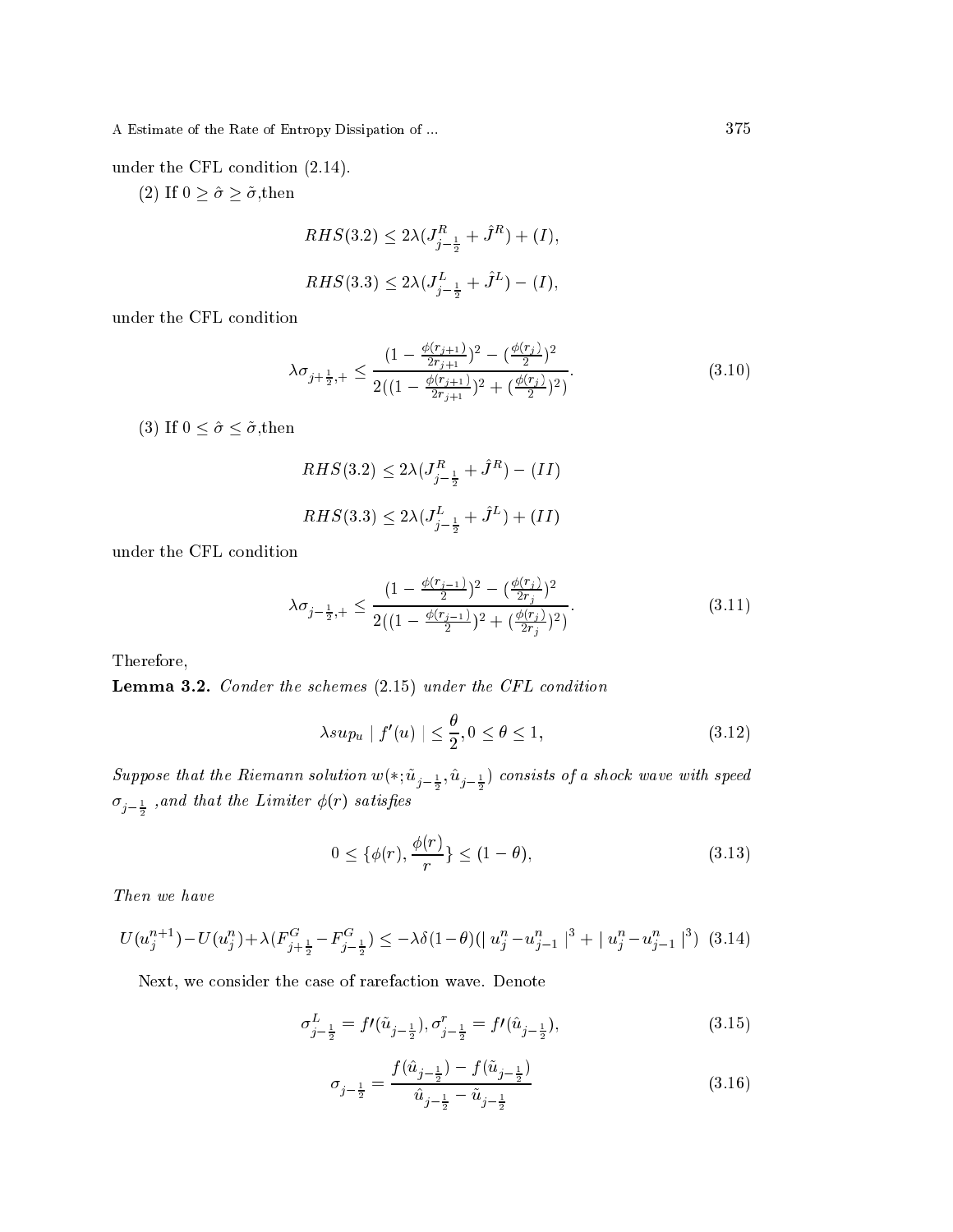under the CFL condition (2.14).

(2) If $0 \geq \hat{\sigma} \geq \tilde{\sigma}$,then

$$RHS(3.2) \leq 2\lambda(J^R_{j-\frac{1}{2}} + \hat{J}^R) + (I),$$

$$RHS(3.3) \leq 2\lambda(J^L_{j-\frac{1}{2}} + \hat{J}^L) - (I),$$

under the CFL condition

$$\lambda \sigma_{j+\frac{1}{2},+} \leq \frac{(1-\frac{\phi(r_{j+1})}{2r_{j+1}})^2 - (\frac{\phi(r_j)}{2})^2}{2((1-\frac{\phi(r_{j+1})}{2r_{j+1}})^2 + (\frac{\phi(r_j)}{2})^2)}. \tag{3.10}$$

(3) If $0 \leq \hat{\sigma} \leq \tilde{\sigma}$,then

$$RHS(3.2) \leq 2\lambda(J^R_{j-\frac{1}{2}} + \hat{J}^R) - (II)$$

$$RHS(3.3) \leq 2\lambda(J^L_{j-\frac{1}{2}} + \hat{J}^L) + (II)$$

under the CFL condition

$$\lambda \sigma_{j-\frac{1}{2},+} \leq \frac{(1-\frac{\phi(r_{j-1})}{2})^2 - (\frac{\phi(r_j)}{2r_j})^2}{2((1-\frac{\phi(r_{j-1})}{2})^2 + (\frac{\phi(r_j)}{2r_j})^2)}. \tag{3.11}$$

Therefore,

**Lemma 3.2.** *Conder the schemes (2.15) under the CFL condition*

$$\lambda sup_u \mid f'(u) \mid \leq \frac{\theta}{2}, 0 \leq \theta \leq 1, \tag{3.12}$$

*Suppose that the Riemann solution $w(*; \tilde{u}_{j-\frac{1}{2}}, \hat{u}_{j-\frac{1}{2}})$ consists of a shock wave with speed $\sigma_{j-\frac{1}{2}}$ ,and that the Limiter $\phi(r)$ satisfies*

$$0 \leq \{\phi(r), \frac{\phi(r)}{r}\} \leq (1-\theta), \tag{3.13}$$

*Then we have*

$$U(u^{n+1}_j) - U(u^n_j) + \lambda(F^G_{j+\frac{1}{2}} - F^G_{j-\frac{1}{2}}) \leq -\lambda\delta(1-\theta)(\mid u^n_j - u^n_{j-1} \mid^3 + \mid u^n_j - u^n_{j-1} \mid^3) \tag{3.14}$$

Next, we consider the case of rarefaction wave. Denote

$$\sigma^L_{j-\frac{1}{2}} = f\prime(\tilde{u}_{j-\frac{1}{2}}), \sigma^r_{j-\frac{1}{2}} = f\prime(\hat{u}_{j-\frac{1}{2}}), \tag{3.15}$$

$$\sigma_{j-\frac{1}{2}} = \frac{f(\hat{u}_{j-\frac{1}{2}}) - f(\tilde{u}_{j-\frac{1}{2}})}{\hat{u}_{j-\frac{1}{2}} - \tilde{u}_{j-\frac{1}{2}}} \tag{3.16}$$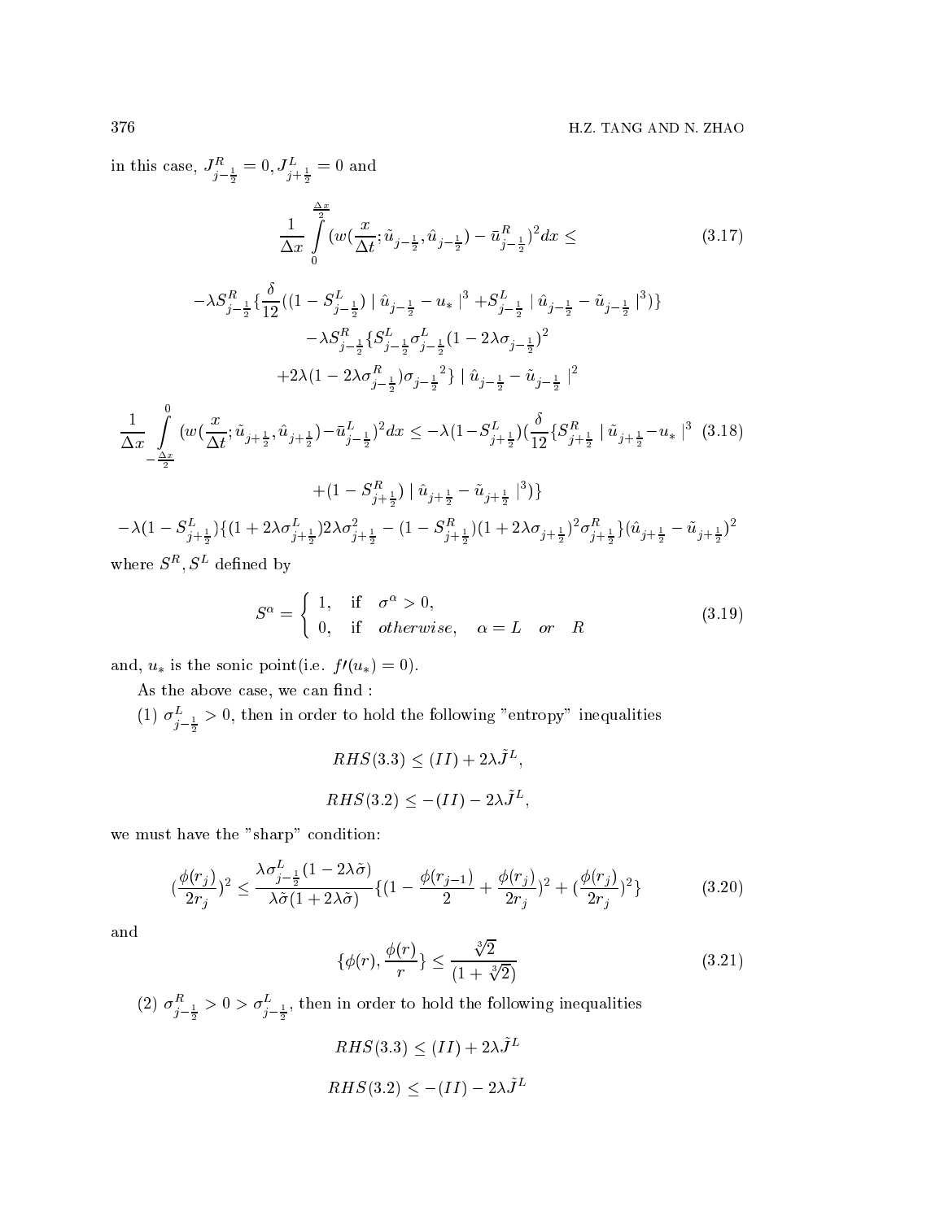in this case, $J^R_{j-\frac{1}{2}} = 0, J^L_{j+\frac{1}{2}} = 0$ and

$$\frac{1}{\Delta x}\int_0^{\frac{\Delta x}{2}} (w(\frac{x}{\Delta t};\tilde{u}_{j-\frac{1}{2}},\hat{u}_{j-\frac{1}{2}}) - \bar{u}^R_{j-\frac{1}{2}})^2 dx \le \tag{3.17}$$

$$-\lambda S^R_{j-\frac{1}{2}}\{\frac{\delta}{12}((1-S^L_{j-\frac{1}{2}}) \mid \hat{u}_{j-\frac{1}{2}} - u_* \mid^3 + S^L_{j-\frac{1}{2}} \mid \hat{u}_{j-\frac{1}{2}} - \tilde{u}_{j-\frac{1}{2}} \mid^3)\}$$

$$-\lambda S^R_{j-\frac{1}{2}}\{S^L_{j-\frac{1}{2}}\sigma^L_{j-\frac{1}{2}}(1-2\lambda\sigma_{j-\frac{1}{2}})^2$$

$$+2\lambda(1-2\lambda\sigma^R_{j-\frac{1}{2}})\sigma_{j-\frac{1}{2}}{}^2\} \mid \hat{u}_{j-\frac{1}{2}} - \tilde{u}_{j-\frac{1}{2}} \mid^2$$

$$\frac{1}{\Delta x}\int_{-\frac{\Delta x}{2}}^{0} (w(\frac{x}{\Delta t};\tilde{u}_{j+\frac{1}{2}},\hat{u}_{j+\frac{1}{2}}) - \bar{u}^L_{j-\frac{1}{2}})^2 dx \le -\lambda(1-S^L_{j+\frac{1}{2}})(\frac{\delta}{12}\{S^R_{j+\frac{1}{2}} \mid \tilde{u}_{j+\frac{1}{2}} - u_* \mid^3 \tag{3.18}$$

$$+(1-S^R_{j+\frac{1}{2}}) \mid \hat{u}_{j+\frac{1}{2}} - \tilde{u}_{j+\frac{1}{2}} \mid^3)\}$$

$$-\lambda(1-S^L_{j+\frac{1}{2}})\{(1+2\lambda\sigma^L_{j+\frac{1}{2}})2\lambda\sigma^2_{j+\frac{1}{2}} - (1-S^R_{j+\frac{1}{2}})(1+2\lambda\sigma_{j+\frac{1}{2}})^2\sigma^R_{j+\frac{1}{2}}\}(\hat{u}_{j+\frac{1}{2}} - \tilde{u}_{j+\frac{1}{2}})^2$$

where $S^R, S^L$ defined by

$$S^\alpha = \begin{cases} 1, & \text{if} \quad \sigma^\alpha > 0, \\ 0, & \text{if} \quad otherwise, \quad \alpha = L \quad or \quad R \end{cases} \tag{3.19}$$

and, $u_*$ is the sonic point(i.e. $f\prime(u_*) = 0$).

As the above case, we can find :

(1) $\sigma^L_{j-\frac{1}{2}} > 0$, then in order to hold the following "entropy" inequalities

$$RHS(3.3) \le (II) + 2\lambda\tilde{J}^L,$$

$$RHS(3.2) \le -(II) - 2\lambda\tilde{J}^L,$$

we must have the "sharp" condition:

$$(\frac{\phi(r_j)}{2r_j})^2 \le \frac{\lambda\sigma^L_{j-\frac{1}{2}}(1-2\lambda\tilde{\sigma})}{\lambda\tilde{\sigma}(1+2\lambda\tilde{\sigma})}\{(1-\frac{\phi(r_{j-1})}{2}+\frac{\phi(r_j)}{2r_j})^2 + (\frac{\phi(r_j)}{2r_j})^2\} \tag{3.20}$$

and

$$\{\phi(r), \frac{\phi(r)}{r}\} \le \frac{\sqrt[3]{2}}{(1+\sqrt[3]{2})} \tag{3.21}$$

(2) $\sigma^R_{j-\frac{1}{2}} > 0 > \sigma^L_{j-\frac{1}{2}}$, then in order to hold the following inequalities

$$RHS(3.3) \le (II) + 2\lambda\tilde{J}^L$$

$$RHS(3.2) \le -(II) - 2\lambda\tilde{J}^L$$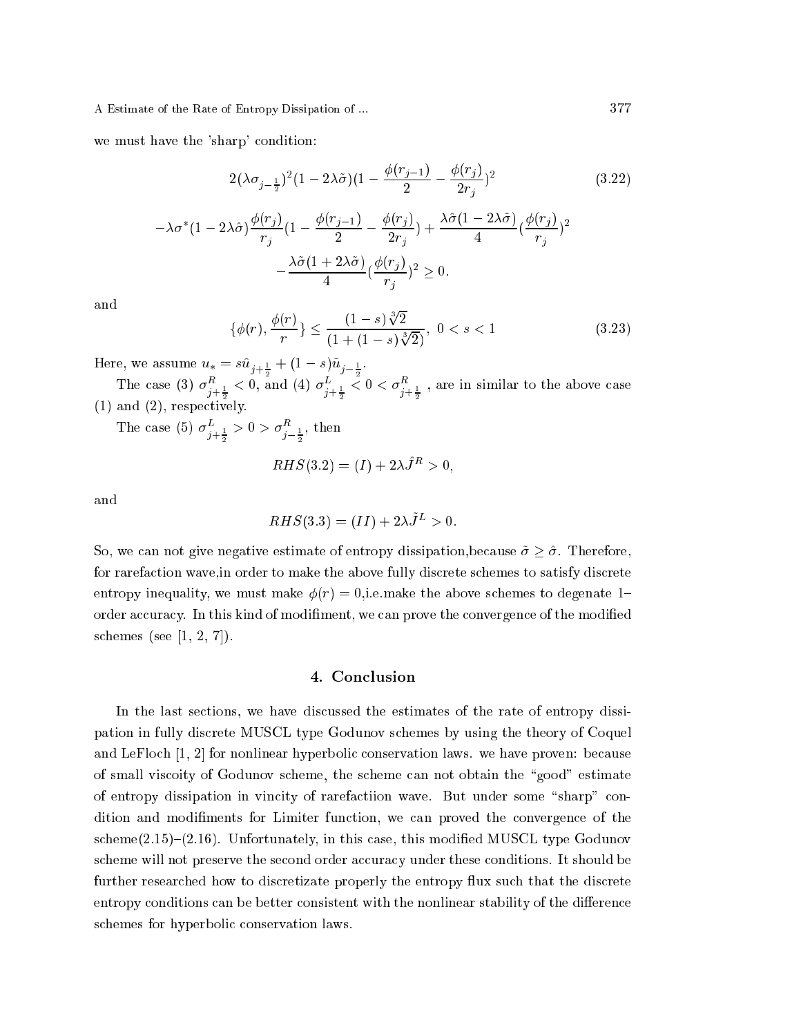we must have the 'sharp' condition:

$$2(\lambda\sigma_{j-\frac{1}{2}})^2(1-2\lambda\tilde{\sigma})(1-\frac{\phi(r_{j-1})}{2}-\frac{\phi(r_j)}{2r_j})^2 \tag{3.22}$$

$$-\lambda\sigma^*(1-2\lambda\hat{\sigma})\frac{\phi(r_j)}{r_j}(1-\frac{\phi(r_{j-1})}{2}-\frac{\phi(r_j)}{2r_j})+\frac{\lambda\tilde{\sigma}(1-2\lambda\tilde{\sigma})}{4}(\frac{\phi(r_j)}{r_j})^2$$

$$-\frac{\lambda\tilde{\sigma}(1+2\lambda\tilde{\sigma})}{4}(\frac{\phi(r_j)}{r_j})^2 \geq 0.$$

and

$$\{\phi(r), \frac{\phi(r)}{r}\} \leq \frac{(1-s)\sqrt[3]{2}}{(1+(1-s)\sqrt[3]{2})}, \ 0<s<1 \tag{3.23}$$

Here, we assume $u_* = s\hat{u}_{j+\frac{1}{2}} + (1-s)\tilde{u}_{j-\frac{1}{2}}$.

The case (3) $\sigma^R_{j+\frac{1}{2}} < 0$, and (4) $\sigma^L_{j+\frac{1}{2}} < 0 < \sigma^R_{j+\frac{1}{2}}$ , are in similar to the above case (1) and (2), respectively.

The case (5) $\sigma^L_{j+\frac{1}{2}} > 0 > \sigma^R_{j-\frac{1}{2}}$, then

$$RHS(3.2) = (I) + 2\lambda\hat{J}^R > 0,$$

and

$$RHS(3.3) = (II) + 2\lambda\tilde{J}^L > 0.$$

So, we can not give negative estimate of entropy dissipation,because $\tilde{\sigma} \geq \hat{\sigma}$. Therefore, for rarefaction wave,in order to make the above fully discrete schemes to satisfy discrete entropy inequality, we must make $\phi(r) = 0$,i.e.make the above schemes to degenate $1-$ order accuracy. In this kind of modifiment, we can prove the convergence of the modified schemes (see [1, 2, 7]).

## 4. Conclusion

In the last sections, we have discussed the estimates of the rate of entropy dissipation in fully discrete MUSCL type Godunov schemes by using the theory of Coquel and LeFloch [1, 2] for nonlinear hyperbolic conservation laws. we have proven: because of small viscoity of Godunov scheme, the scheme can not obtain the "good" estimate of entropy dissipation in vincity of rarefactiion wave. But under some "sharp" condition and modifiments for Limiter function, we can proved the convergence of the scheme(2.15)–(2.16). Unfortunately, in this case, this modified MUSCL type Godunov scheme will not preserve the second order accuracy under these conditions. It should be further researched how to discretizate properly the entropy flux such that the discrete entropy conditions can be better consistent with the nonlinear stability of the difference schemes for hyperbolic conservation laws.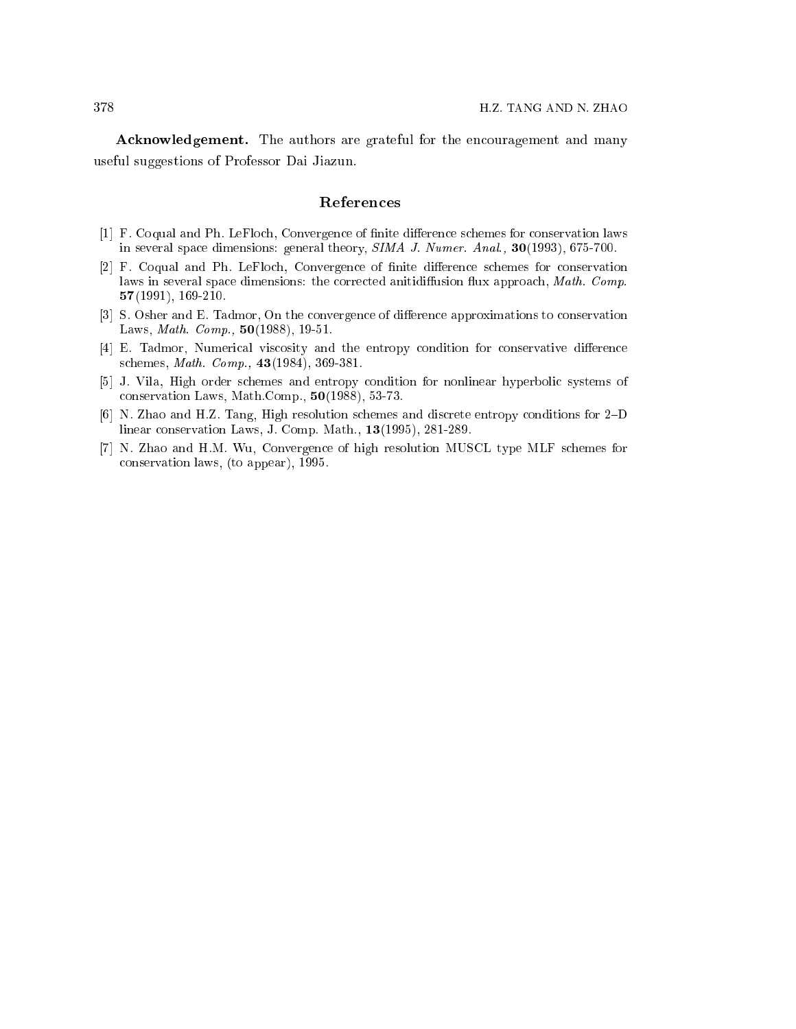**Acknowledgement.** The authors are grateful for the encouragement and many useful suggestions of Professor Dai Jiazun.

## References

[1] F. Coqual and Ph. LeFloch, Convergence of finite difference schemes for conservation laws in several space dimensions: general theory, *SIMA J. Numer. Anal.,* **30**(1993), 675-700.

[2] F. Coqual and Ph. LeFloch, Convergence of finite difference schemes for conservation laws in several space dimensions: the corrected anitidiffusion flux approach, *Math. Comp.* **57**(1991), 169-210.

[3] S. Osher and E. Tadmor, On the convergence of difference approximations to conservation Laws, *Math. Comp.,* **50**(1988), 19-51.

[4] E. Tadmor, Numerical viscosity and the entropy condition for conservative difference schemes, *Math. Comp.,* **43**(1984), 369-381.

[5] J. Vila, High order schemes and entropy condition for nonlinear hyperbolic systems of conservation Laws, Math.Comp., **50**(1988), 53-73.

[6] N. Zhao and H.Z. Tang, High resolution schemes and discrete entropy conditions for 2–D linear conservation Laws, J. Comp. Math., **13**(1995), 281-289.

[7] N. Zhao and H.M. Wu, Convergence of high resolution MUSCL type MLF schemes for conservation laws, (to appear), 1995.